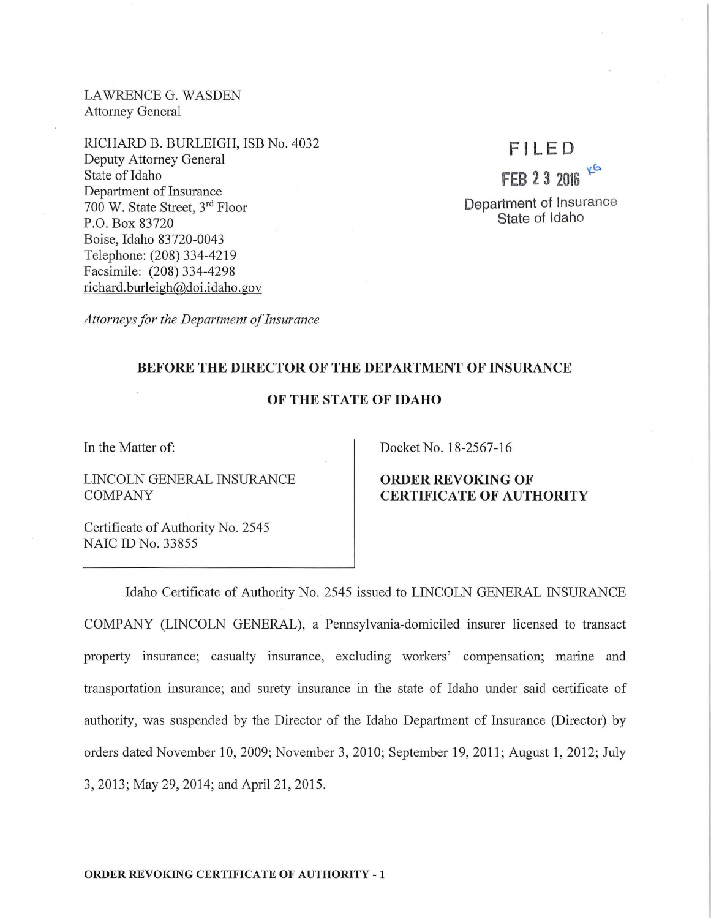LAWRENCE G. WASDEN
Attorney General

RICHARD B. BURLEIGH, ISB No. 4032
Deputy Attorney General
State of Idaho
Department of Insurance
700 W. State Street, 3rd Floor
P.O. Box 83720
Boise, Idaho 83720-0043
Telephone: (208) 334-4219
Facsimile: (208) 334-4298
richard.burleigh@doi.idaho.gov

FILED
FEB 23 2016
Department of Insurance
State of Idaho

*Attorneys for the Department of Insurance*

**BEFORE THE DIRECTOR OF THE DEPARTMENT OF INSURANCE**

**OF THE STATE OF IDAHO**

In the Matter of:

LINCOLN GENERAL INSURANCE COMPANY

Certificate of Authority No. 2545
NAIC ID No. 33855

Docket No. 18-2567-16

**ORDER REVOKING OF CERTIFICATE OF AUTHORITY**

Idaho Certificate of Authority No. 2545 issued to LINCOLN GENERAL INSURANCE COMPANY (LINCOLN GENERAL), a Pennsylvania-domiciled insurer licensed to transact property insurance; casualty insurance, excluding workers' compensation; marine and transportation insurance; and surety insurance in the state of Idaho under said certificate of authority, was suspended by the Director of the Idaho Department of Insurance (Director) by orders dated November 10, 2009; November 3, 2010; September 19, 2011; August 1, 2012; July 3, 2013; May 29, 2014; and April 21, 2015.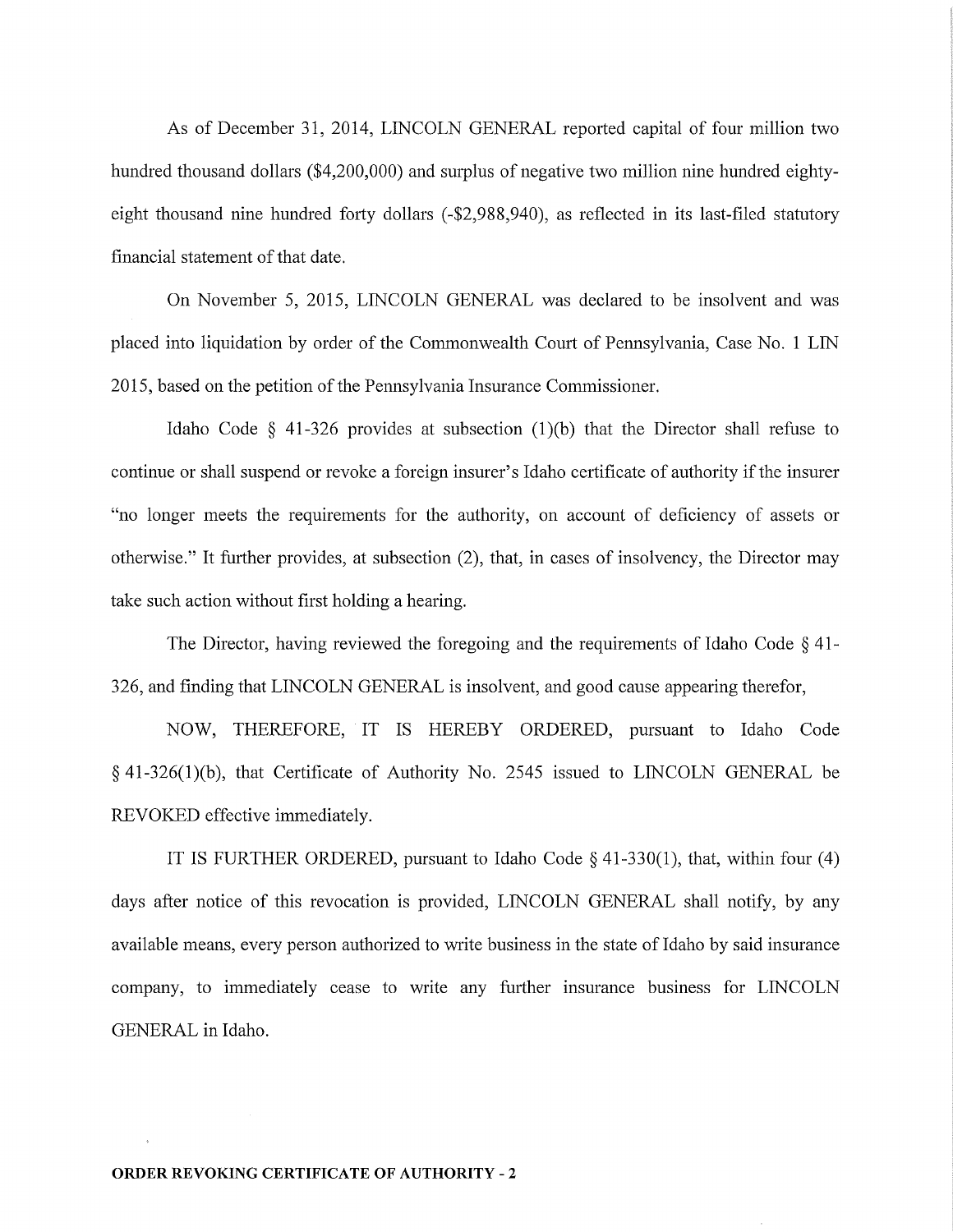As of December 31, 2014, LINCOLN GENERAL reported capital of four million two hundred thousand dollars ($4,200,000) and surplus of negative two million nine hundred eighty-eight thousand nine hundred forty dollars (-$2,988,940), as reflected in its last-filed statutory financial statement of that date.

On November 5, 2015, LINCOLN GENERAL was declared to be insolvent and was placed into liquidation by order of the Commonwealth Court of Pennsylvania, Case No. 1 LIN 2015, based on the petition of the Pennsylvania Insurance Commissioner.

Idaho Code § 41-326 provides at subsection (1)(b) that the Director shall refuse to continue or shall suspend or revoke a foreign insurer's Idaho certificate of authority if the insurer "no longer meets the requirements for the authority, on account of deficiency of assets or otherwise." It further provides, at subsection (2), that, in cases of insolvency, the Director may take such action without first holding a hearing.

The Director, having reviewed the foregoing and the requirements of Idaho Code § 41-326, and finding that LINCOLN GENERAL is insolvent, and good cause appearing therefor,

NOW, THEREFORE, IT IS HEREBY ORDERED, pursuant to Idaho Code § 41-326(1)(b), that Certificate of Authority No. 2545 issued to LINCOLN GENERAL be REVOKED effective immediately.

IT IS FURTHER ORDERED, pursuant to Idaho Code § 41-330(1), that, within four (4) days after notice of this revocation is provided, LINCOLN GENERAL shall notify, by any available means, every person authorized to write business in the state of Idaho by said insurance company, to immediately cease to write any further insurance business for LINCOLN GENERAL in Idaho.

**ORDER REVOKING CERTIFICATE OF AUTHORITY - 2**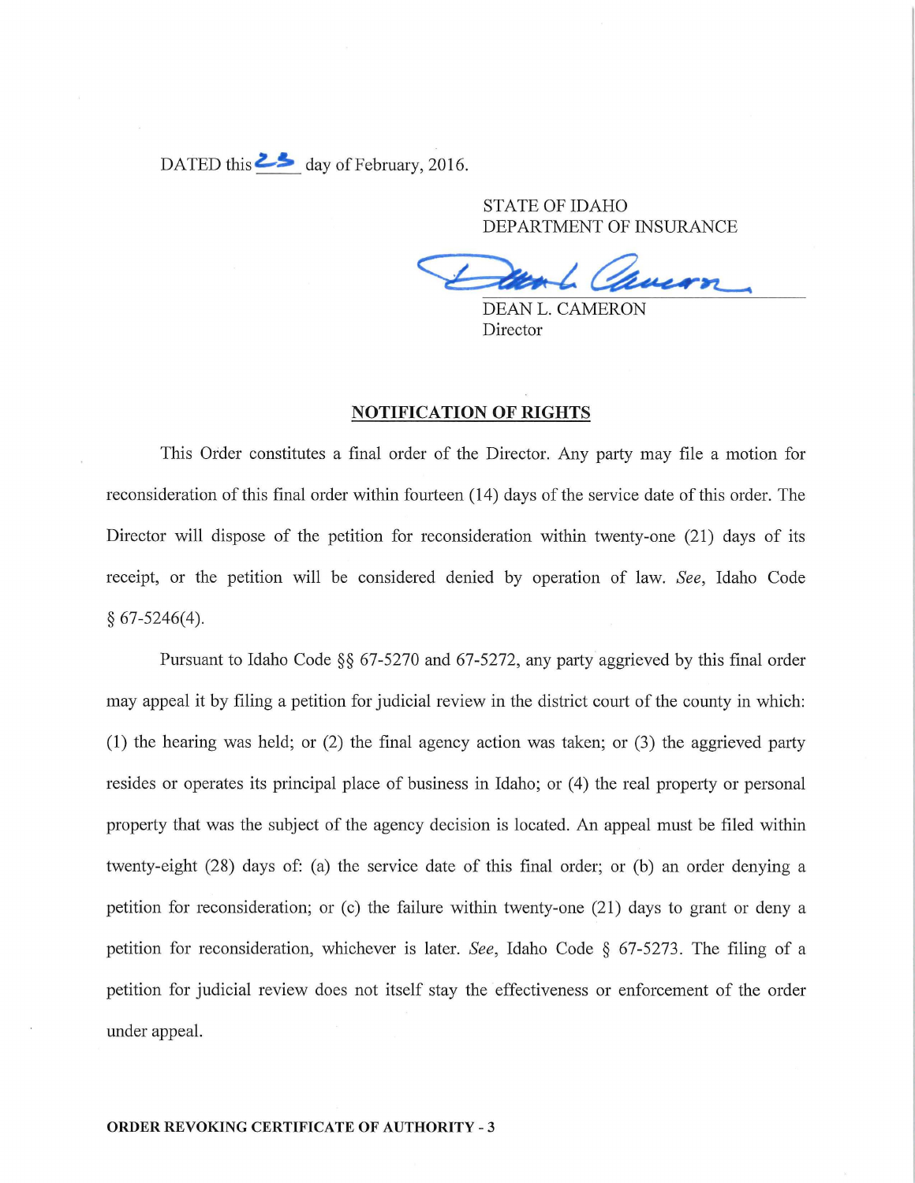DATED this 25 day of February, 2016.

STATE OF IDAHO
DEPARTMENT OF INSURANCE

DEAN L. CAMERON
Director

**NOTIFICATION OF RIGHTS**

This Order constitutes a final order of the Director. Any party may file a motion for reconsideration of this final order within fourteen (14) days of the service date of this order. The Director will dispose of the petition for reconsideration within twenty-one (21) days of its receipt, or the petition will be considered denied by operation of law. *See*, Idaho Code § 67-5246(4).

Pursuant to Idaho Code §§ 67-5270 and 67-5272, any party aggrieved by this final order may appeal it by filing a petition for judicial review in the district court of the county in which: (1) the hearing was held; or (2) the final agency action was taken; or (3) the aggrieved party resides or operates its principal place of business in Idaho; or (4) the real property or personal property that was the subject of the agency decision is located. An appeal must be filed within twenty-eight (28) days of: (a) the service date of this final order; or (b) an order denying a petition for reconsideration; or (c) the failure within twenty-one (21) days to grant or deny a petition for reconsideration, whichever is later. *See*, Idaho Code § 67-5273. The filing of a petition for judicial review does not itself stay the effectiveness or enforcement of the order under appeal.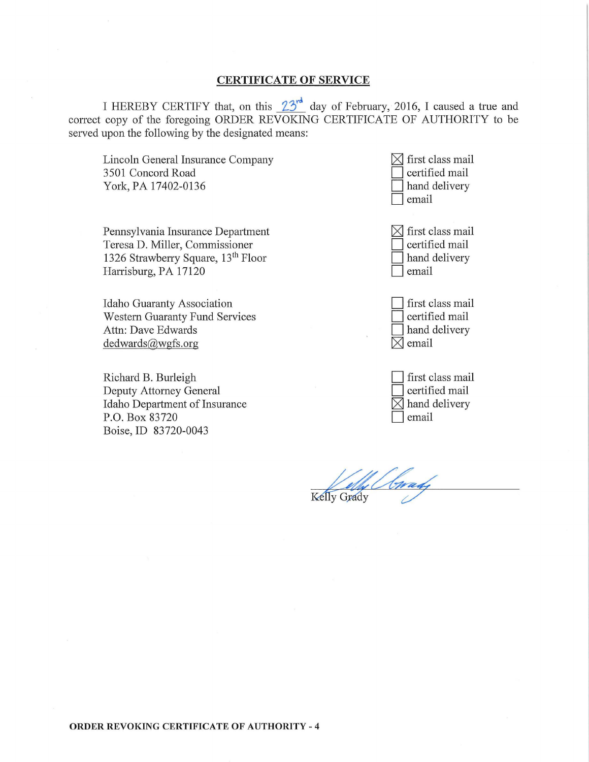## CERTIFICATE OF SERVICE

I HEREBY CERTIFY that, on this 23rd day of February, 2016, I caused a true and correct copy of the foregoing ORDER REVOKING CERTIFICATE OF AUTHORITY to be served upon the following by the designated means:

| | |
|---|---|
| Lincoln General Insurance Company<br>3501 Concord Road<br>York, PA 17402-0136 | ☒ first class mail<br>☐ certified mail<br>☐ hand delivery<br>☐ email |
| Pennsylvania Insurance Department<br>Teresa D. Miller, Commissioner<br>1326 Strawberry Square, 13th Floor<br>Harrisburg, PA 17120 | ☒ first class mail<br>☐ certified mail<br>☐ hand delivery<br>☐ email |
| Idaho Guaranty Association<br>Western Guaranty Fund Services<br>Attn: Dave Edwards<br>dedwards@wgfs.org | ☐ first class mail<br>☐ certified mail<br>☐ hand delivery<br>☒ email |
| Richard B. Burleigh<br>Deputy Attorney General<br>Idaho Department of Insurance<br>P.O. Box 83720<br>Boise, ID 83720-0043 | ☐ first class mail<br>☐ certified mail<br>☒ hand delivery<br>☐ email |

Kelly Grady

ORDER REVOKING CERTIFICATE OF AUTHORITY - 4